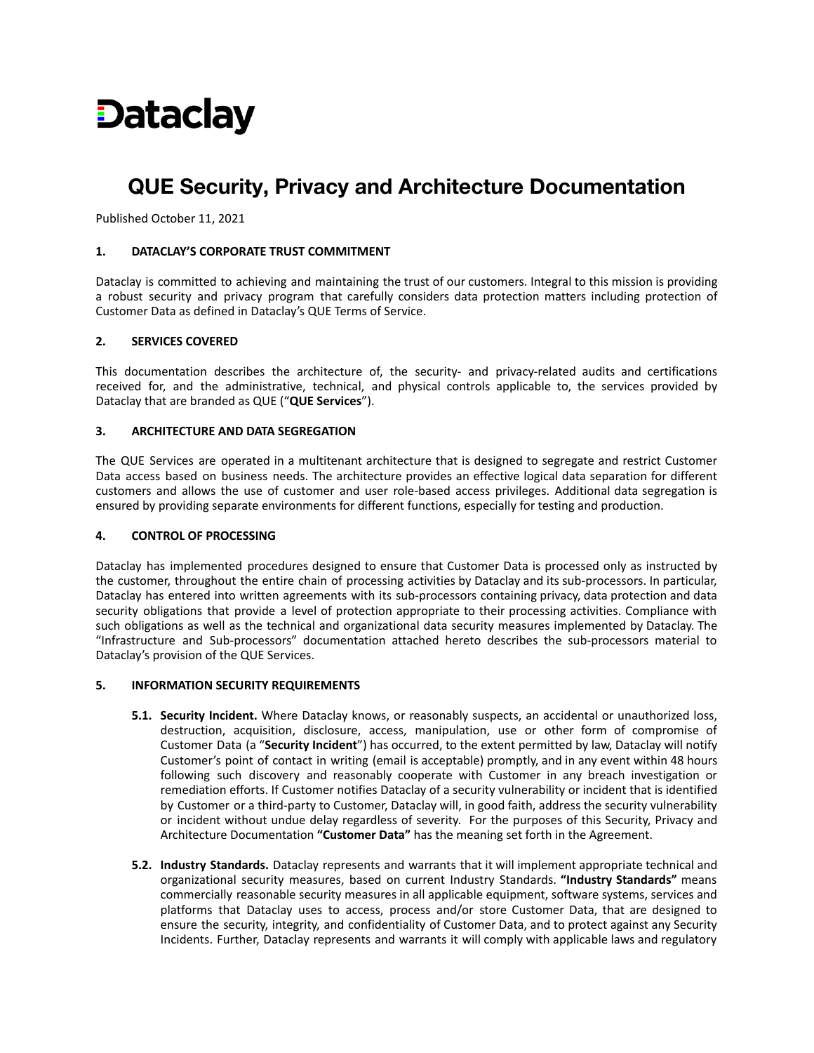# Dataclay

## QUE Security, Privacy and Architecture Documentation

Published October 11, 2021

### 1. DATACLAY'S CORPORATE TRUST COMMITMENT

Dataclay is committed to achieving and maintaining the trust of our customers. Integral to this mission is providing a robust security and privacy program that carefully considers data protection matters including protection of Customer Data as defined in Dataclay's QUE Terms of Service.

### 2. SERVICES COVERED

This documentation describes the architecture of, the security- and privacy-related audits and certifications received for, and the administrative, technical, and physical controls applicable to, the services provided by Dataclay that are branded as QUE ("**QUE Services**").

### 3. ARCHITECTURE AND DATA SEGREGATION

The QUE Services are operated in a multitenant architecture that is designed to segregate and restrict Customer Data access based on business needs. The architecture provides an effective logical data separation for different customers and allows the use of customer and user role-based access privileges. Additional data segregation is ensured by providing separate environments for different functions, especially for testing and production.

### 4. CONTROL OF PROCESSING

Dataclay has implemented procedures designed to ensure that Customer Data is processed only as instructed by the customer, throughout the entire chain of processing activities by Dataclay and its sub-processors. In particular, Dataclay has entered into written agreements with its sub-processors containing privacy, data protection and data security obligations that provide a level of protection appropriate to their processing activities. Compliance with such obligations as well as the technical and organizational data security measures implemented by Dataclay. The "Infrastructure and Sub-processors" documentation attached hereto describes the sub-processors material to Dataclay's provision of the QUE Services.

### 5. INFORMATION SECURITY REQUIREMENTS

**5.1. Security Incident.** Where Dataclay knows, or reasonably suspects, an accidental or unauthorized loss, destruction, acquisition, disclosure, access, manipulation, use or other form of compromise of Customer Data (a "**Security Incident**") has occurred, to the extent permitted by law, Dataclay will notify Customer's point of contact in writing (email is acceptable) promptly, and in any event within 48 hours following such discovery and reasonably cooperate with Customer in any breach investigation or remediation efforts. If Customer notifies Dataclay of a security vulnerability or incident that is identified by Customer or a third-party to Customer, Dataclay will, in good faith, address the security vulnerability or incident without undue delay regardless of severity. For the purposes of this Security, Privacy and Architecture Documentation **"Customer Data"** has the meaning set forth in the Agreement.

**5.2. Industry Standards.** Dataclay represents and warrants that it will implement appropriate technical and organizational security measures, based on current Industry Standards. **"Industry Standards"** means commercially reasonable security measures in all applicable equipment, software systems, services and platforms that Dataclay uses to access, process and/or store Customer Data, that are designed to ensure the security, integrity, and confidentiality of Customer Data, and to protect against any Security Incidents. Further, Dataclay represents and warrants it will comply with applicable laws and regulatory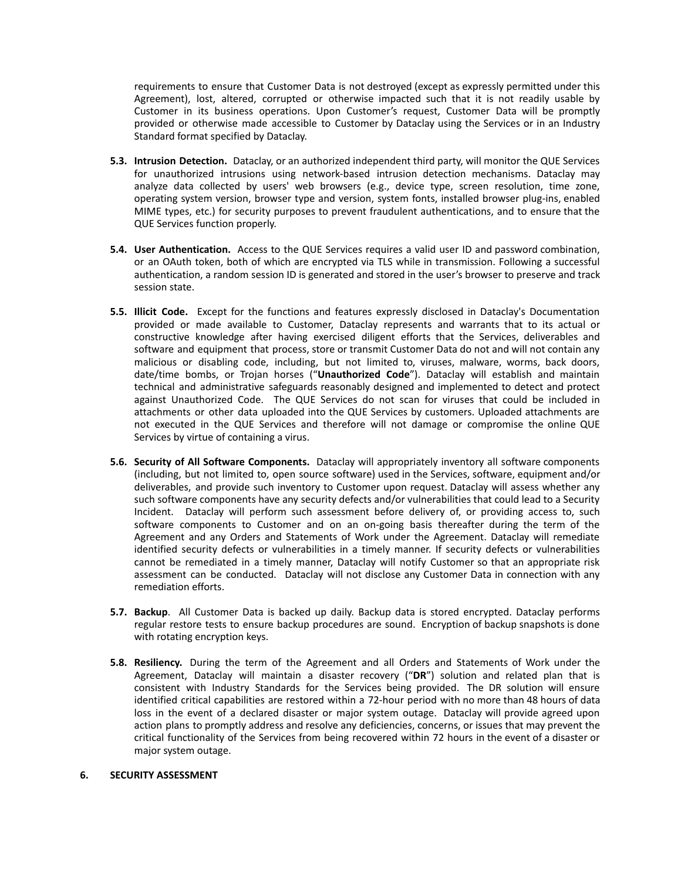requirements to ensure that Customer Data is not destroyed (except as expressly permitted under this Agreement), lost, altered, corrupted or otherwise impacted such that it is not readily usable by Customer in its business operations. Upon Customer's request, Customer Data will be promptly provided or otherwise made accessible to Customer by Dataclay using the Services or in an Industry Standard format specified by Dataclay.

**5.3. Intrusion Detection.** Dataclay, or an authorized independent third party, will monitor the QUE Services for unauthorized intrusions using network-based intrusion detection mechanisms. Dataclay may analyze data collected by users' web browsers (e.g., device type, screen resolution, time zone, operating system version, browser type and version, system fonts, installed browser plug-ins, enabled MIME types, etc.) for security purposes to prevent fraudulent authentications, and to ensure that the QUE Services function properly.

**5.4. User Authentication.** Access to the QUE Services requires a valid user ID and password combination, or an OAuth token, both of which are encrypted via TLS while in transmission. Following a successful authentication, a random session ID is generated and stored in the user's browser to preserve and track session state.

**5.5. Illicit Code.** Except for the functions and features expressly disclosed in Dataclay's Documentation provided or made available to Customer, Dataclay represents and warrants that to its actual or constructive knowledge after having exercised diligent efforts that the Services, deliverables and software and equipment that process, store or transmit Customer Data do not and will not contain any malicious or disabling code, including, but not limited to, viruses, malware, worms, back doors, date/time bombs, or Trojan horses ("**Unauthorized Code**"). Dataclay will establish and maintain technical and administrative safeguards reasonably designed and implemented to detect and protect against Unauthorized Code. The QUE Services do not scan for viruses that could be included in attachments or other data uploaded into the QUE Services by customers. Uploaded attachments are not executed in the QUE Services and therefore will not damage or compromise the online QUE Services by virtue of containing a virus.

**5.6. Security of All Software Components.** Dataclay will appropriately inventory all software components (including, but not limited to, open source software) used in the Services, software, equipment and/or deliverables, and provide such inventory to Customer upon request. Dataclay will assess whether any such software components have any security defects and/or vulnerabilities that could lead to a Security Incident. Dataclay will perform such assessment before delivery of, or providing access to, such software components to Customer and on an on-going basis thereafter during the term of the Agreement and any Orders and Statements of Work under the Agreement. Dataclay will remediate identified security defects or vulnerabilities in a timely manner. If security defects or vulnerabilities cannot be remediated in a timely manner, Dataclay will notify Customer so that an appropriate risk assessment can be conducted. Dataclay will not disclose any Customer Data in connection with any remediation efforts.

**5.7. Backup**. All Customer Data is backed up daily. Backup data is stored encrypted. Dataclay performs regular restore tests to ensure backup procedures are sound. Encryption of backup snapshots is done with rotating encryption keys.

**5.8. Resiliency.** During the term of the Agreement and all Orders and Statements of Work under the Agreement, Dataclay will maintain a disaster recovery ("**DR**") solution and related plan that is consistent with Industry Standards for the Services being provided. The DR solution will ensure identified critical capabilities are restored within a 72-hour period with no more than 48 hours of data loss in the event of a declared disaster or major system outage. Dataclay will provide agreed upon action plans to promptly address and resolve any deficiencies, concerns, or issues that may prevent the critical functionality of the Services from being recovered within 72 hours in the event of a disaster or major system outage.

## 6. SECURITY ASSESSMENT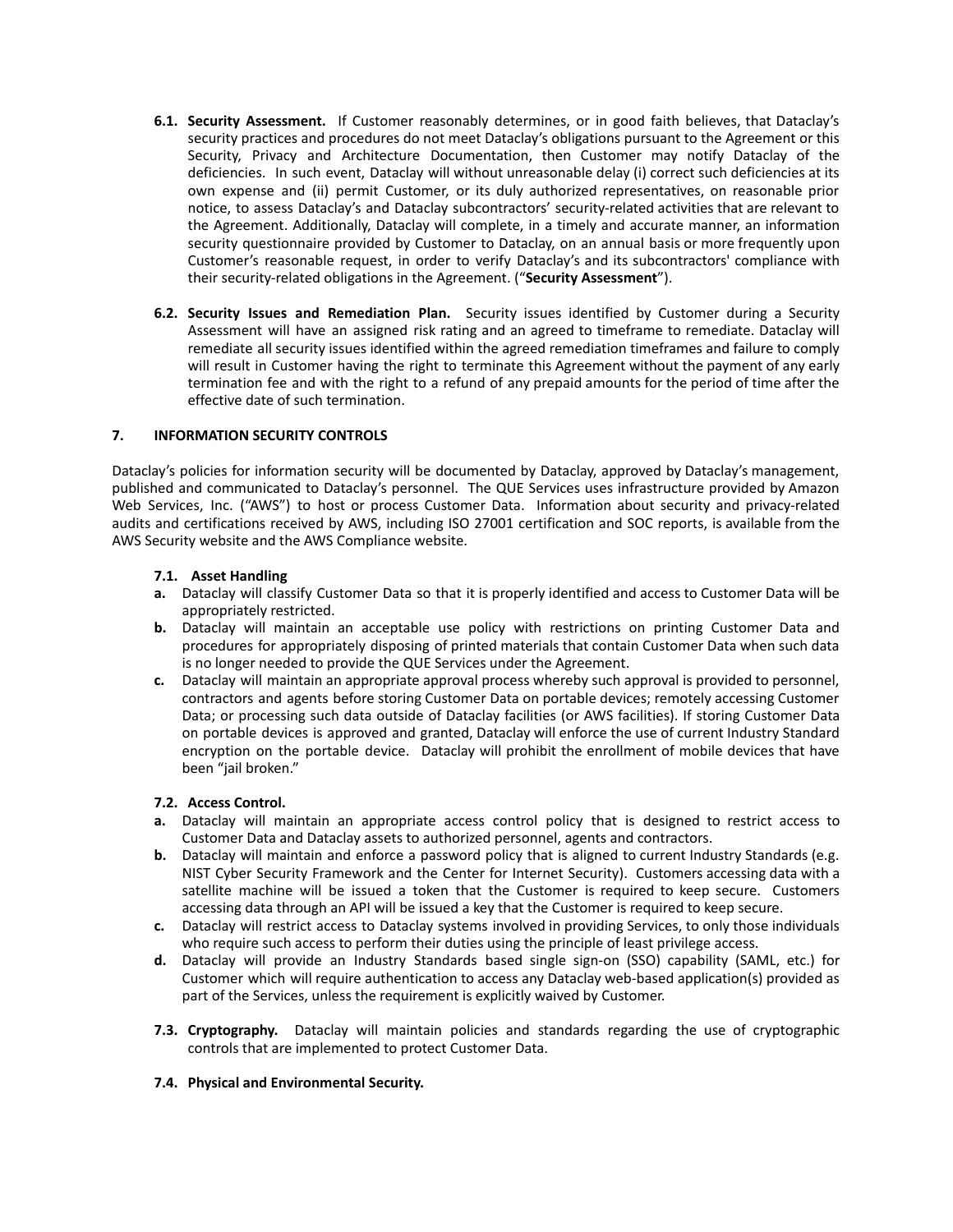**6.1. Security Assessment.** If Customer reasonably determines, or in good faith believes, that Dataclay's security practices and procedures do not meet Dataclay's obligations pursuant to the Agreement or this Security, Privacy and Architecture Documentation, then Customer may notify Dataclay of the deficiencies. In such event, Dataclay will without unreasonable delay (i) correct such deficiencies at its own expense and (ii) permit Customer, or its duly authorized representatives, on reasonable prior notice, to assess Dataclay's and Dataclay subcontractors' security-related activities that are relevant to the Agreement. Additionally, Dataclay will complete, in a timely and accurate manner, an information security questionnaire provided by Customer to Dataclay, on an annual basis or more frequently upon Customer's reasonable request, in order to verify Dataclay's and its subcontractors' compliance with their security-related obligations in the Agreement. ("**Security Assessment**").

**6.2. Security Issues and Remediation Plan.** Security issues identified by Customer during a Security Assessment will have an assigned risk rating and an agreed to timeframe to remediate. Dataclay will remediate all security issues identified within the agreed remediation timeframes and failure to comply will result in Customer having the right to terminate this Agreement without the payment of any early termination fee and with the right to a refund of any prepaid amounts for the period of time after the effective date of such termination.

## 7. INFORMATION SECURITY CONTROLS

Dataclay's policies for information security will be documented by Dataclay, approved by Dataclay's management, published and communicated to Dataclay's personnel. The QUE Services uses infrastructure provided by Amazon Web Services, Inc. ("AWS") to host or process Customer Data. Information about security and privacy-related audits and certifications received by AWS, including ISO 27001 certification and SOC reports, is available from the AWS Security website and the AWS Compliance website.

**7.1. Asset Handling**

**a.** Dataclay will classify Customer Data so that it is properly identified and access to Customer Data will be appropriately restricted.

**b.** Dataclay will maintain an acceptable use policy with restrictions on printing Customer Data and procedures for appropriately disposing of printed materials that contain Customer Data when such data is no longer needed to provide the QUE Services under the Agreement.

**c.** Dataclay will maintain an appropriate approval process whereby such approval is provided to personnel, contractors and agents before storing Customer Data on portable devices; remotely accessing Customer Data; or processing such data outside of Dataclay facilities (or AWS facilities). If storing Customer Data on portable devices is approved and granted, Dataclay will enforce the use of current Industry Standard encryption on the portable device. Dataclay will prohibit the enrollment of mobile devices that have been "jail broken."

**7.2. Access Control.**

**a.** Dataclay will maintain an appropriate access control policy that is designed to restrict access to Customer Data and Dataclay assets to authorized personnel, agents and contractors.

**b.** Dataclay will maintain and enforce a password policy that is aligned to current Industry Standards (e.g. NIST Cyber Security Framework and the Center for Internet Security). Customers accessing data with a satellite machine will be issued a token that the Customer is required to keep secure. Customers accessing data through an API will be issued a key that the Customer is required to keep secure.

**c.** Dataclay will restrict access to Dataclay systems involved in providing Services, to only those individuals who require such access to perform their duties using the principle of least privilege access.

**d.** Dataclay will provide an Industry Standards based single sign-on (SSO) capability (SAML, etc.) for Customer which will require authentication to access any Dataclay web-based application(s) provided as part of the Services, unless the requirement is explicitly waived by Customer.

**7.3. Cryptography.** Dataclay will maintain policies and standards regarding the use of cryptographic controls that are implemented to protect Customer Data.

**7.4. Physical and Environmental Security.**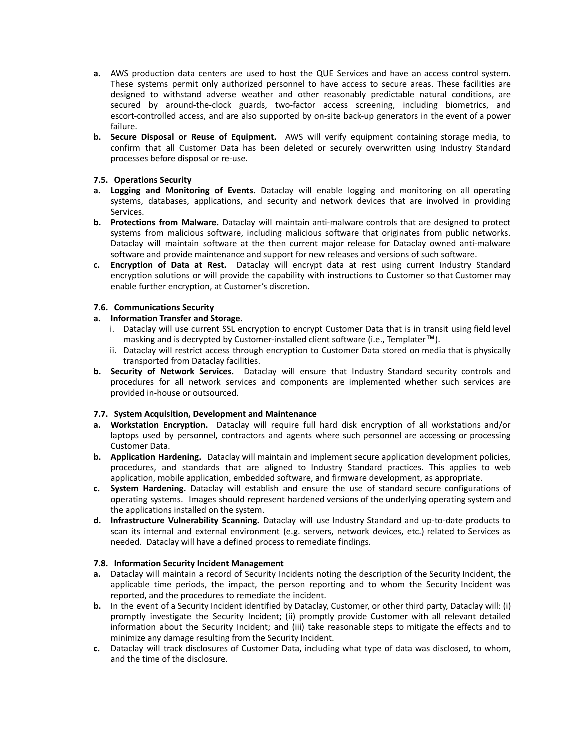- **a.** AWS production data centers are used to host the QUE Services and have an access control system. These systems permit only authorized personnel to have access to secure areas. These facilities are designed to withstand adverse weather and other reasonably predictable natural conditions, are secured by around-the-clock guards, two-factor access screening, including biometrics, and escort-controlled access, and are also supported by on-site back-up generators in the event of a power failure.
- **b. Secure Disposal or Reuse of Equipment.** AWS will verify equipment containing storage media, to confirm that all Customer Data has been deleted or securely overwritten using Industry Standard processes before disposal or re-use.

**7.5. Operations Security**

- **a. Logging and Monitoring of Events.** Dataclay will enable logging and monitoring on all operating systems, databases, applications, and security and network devices that are involved in providing Services.
- **b. Protections from Malware.** Dataclay will maintain anti-malware controls that are designed to protect systems from malicious software, including malicious software that originates from public networks. Dataclay will maintain software at the then current major release for Dataclay owned anti-malware software and provide maintenance and support for new releases and versions of such software.
- **c. Encryption of Data at Rest.** Dataclay will encrypt data at rest using current Industry Standard encryption solutions or will provide the capability with instructions to Customer so that Customer may enable further encryption, at Customer's discretion.

**7.6. Communications Security**

- **a. Information Transfer and Storage.**
  - i. Dataclay will use current SSL encryption to encrypt Customer Data that is in transit using field level masking and is decrypted by Customer-installed client software (i.e., Templater™).
  - ii. Dataclay will restrict access through encryption to Customer Data stored on media that is physically transported from Dataclay facilities.
- **b. Security of Network Services.** Dataclay will ensure that Industry Standard security controls and procedures for all network services and components are implemented whether such services are provided in-house or outsourced.

**7.7. System Acquisition, Development and Maintenance**

- **a. Workstation Encryption.** Dataclay will require full hard disk encryption of all workstations and/or laptops used by personnel, contractors and agents where such personnel are accessing or processing Customer Data.
- **b. Application Hardening.** Dataclay will maintain and implement secure application development policies, procedures, and standards that are aligned to Industry Standard practices. This applies to web application, mobile application, embedded software, and firmware development, as appropriate.
- **c. System Hardening.** Dataclay will establish and ensure the use of standard secure configurations of operating systems. Images should represent hardened versions of the underlying operating system and the applications installed on the system.
- **d. Infrastructure Vulnerability Scanning.** Dataclay will use Industry Standard and up-to-date products to scan its internal and external environment (e.g. servers, network devices, etc.) related to Services as needed. Dataclay will have a defined process to remediate findings.

**7.8. Information Security Incident Management**

- **a.** Dataclay will maintain a record of Security Incidents noting the description of the Security Incident, the applicable time periods, the impact, the person reporting and to whom the Security Incident was reported, and the procedures to remediate the incident.
- **b.** In the event of a Security Incident identified by Dataclay, Customer, or other third party, Dataclay will: (i) promptly investigate the Security Incident; (ii) promptly provide Customer with all relevant detailed information about the Security Incident; and (iii) take reasonable steps to mitigate the effects and to minimize any damage resulting from the Security Incident.
- **c.** Dataclay will track disclosures of Customer Data, including what type of data was disclosed, to whom, and the time of the disclosure.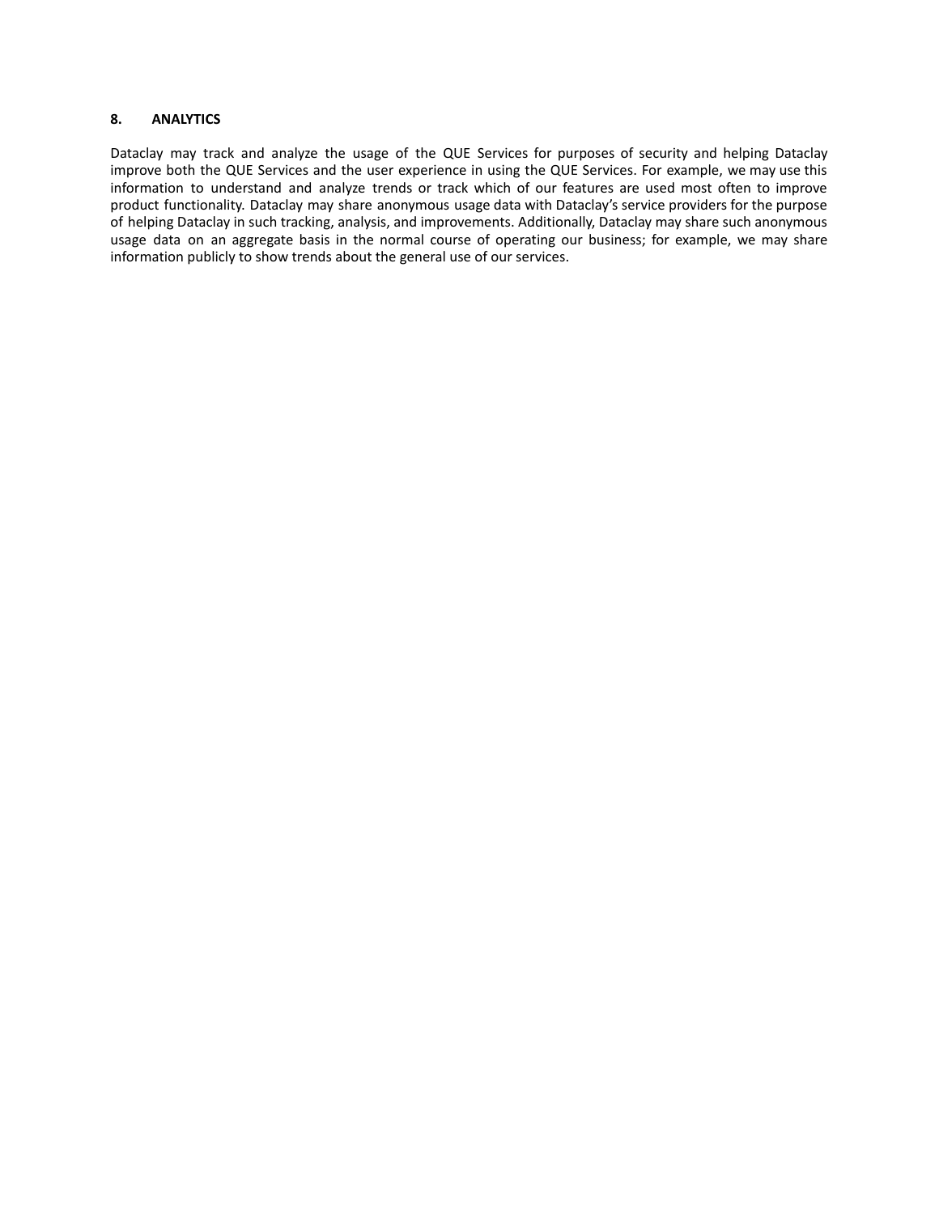## 8. ANALYTICS

Dataclay may track and analyze the usage of the QUE Services for purposes of security and helping Dataclay improve both the QUE Services and the user experience in using the QUE Services. For example, we may use this information to understand and analyze trends or track which of our features are used most often to improve product functionality. Dataclay may share anonymous usage data with Dataclay's service providers for the purpose of helping Dataclay in such tracking, analysis, and improvements. Additionally, Dataclay may share such anonymous usage data on an aggregate basis in the normal course of operating our business; for example, we may share information publicly to show trends about the general use of our services.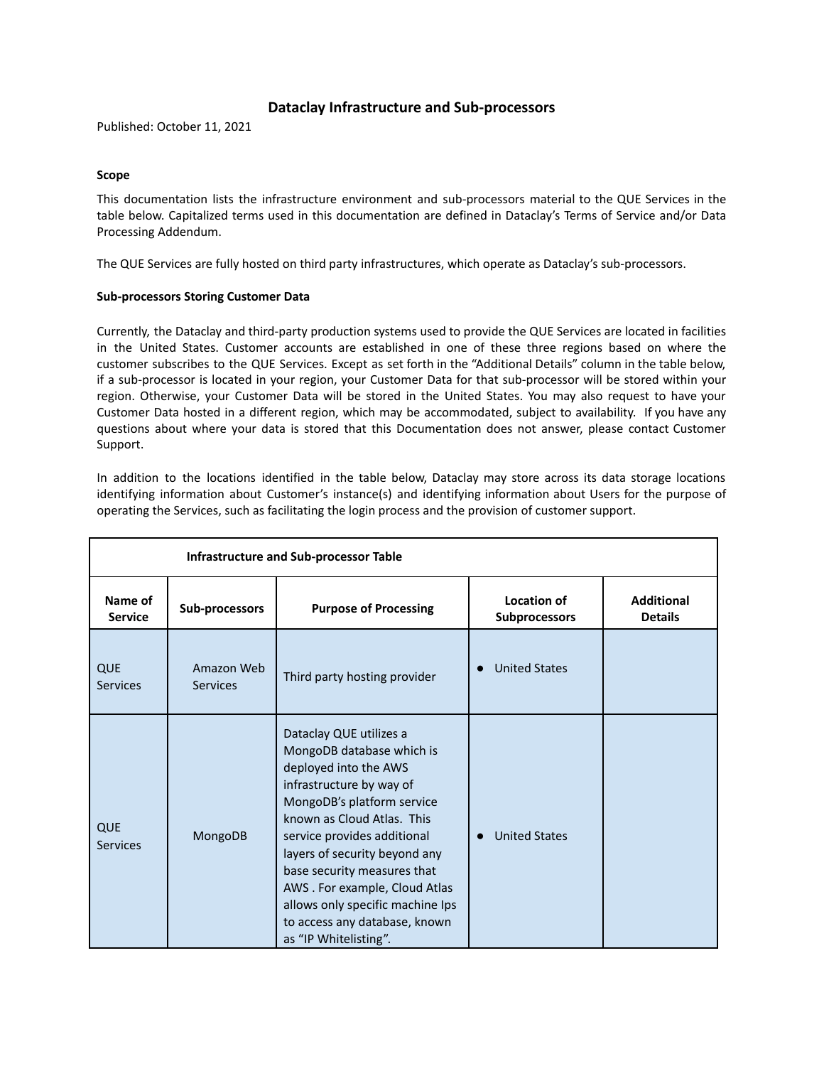# Dataclay Infrastructure and Sub-processors

Published: October 11, 2021

**Scope**

This documentation lists the infrastructure environment and sub-processors material to the QUE Services in the table below. Capitalized terms used in this documentation are defined in Dataclay's Terms of Service and/or Data Processing Addendum.

The QUE Services are fully hosted on third party infrastructures, which operate as Dataclay's sub-processors.

**Sub-processors Storing Customer Data**

Currently, the Dataclay and third-party production systems used to provide the QUE Services are located in facilities in the United States. Customer accounts are established in one of these three regions based on where the customer subscribes to the QUE Services. Except as set forth in the "Additional Details" column in the table below, if a sub-processor is located in your region, your Customer Data for that sub-processor will be stored within your region. Otherwise, your Customer Data will be stored in the United States. You may also request to have your Customer Data hosted in a different region, which may be accommodated, subject to availability. If you have any questions about where your data is stored that this Documentation does not answer, please contact Customer Support.

In addition to the locations identified in the table below, Dataclay may store across its data storage locations identifying information about Customer's instance(s) and identifying information about Users for the purpose of operating the Services, such as facilitating the login process and the provision of customer support.

| **Infrastructure and Sub-processor Table** | | | | |
|---|---|---|---|---|
| **Name of Service** | **Sub-processors** | **Purpose of Processing** | **Location of Subprocessors** | **Additional Details** |
| QUE Services | Amazon Web Services | Third party hosting provider | • United States | |
| QUE Services | MongoDB | Dataclay QUE utilizes a MongoDB database which is deployed into the AWS infrastructure by way of MongoDB's platform service known as Cloud Atlas. This service provides additional layers of security beyond any base security measures that AWS . For example, Cloud Atlas allows only specific machine Ips to access any database, known as "IP Whitelisting". | • United States | |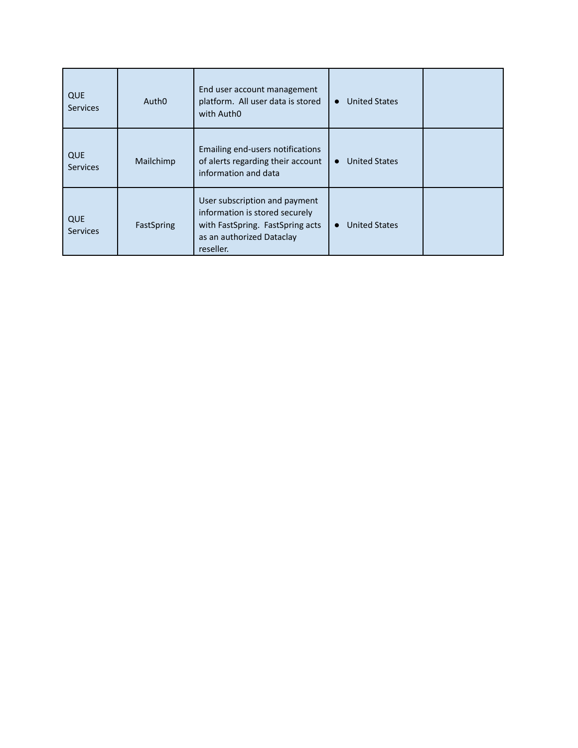| | | | | |
|---|---|---|---|---|
| QUE Services | Auth0 | End user account management platform. All user data is stored with Auth0 | • United States | |
| QUE Services | Mailchimp | Emailing end-users notifications of alerts regarding their account information and data | • United States | |
| QUE Services | FastSpring | User subscription and payment information is stored securely with FastSpring. FastSpring acts as an authorized Dataclay reseller. | • United States | |